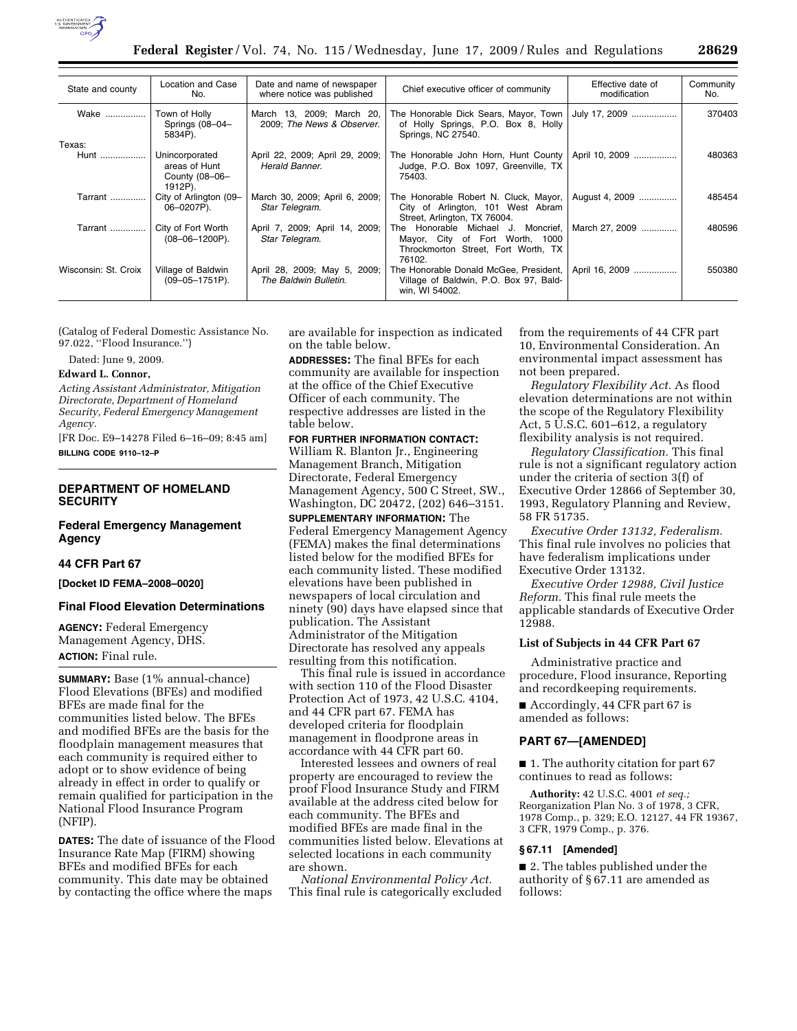| State and county | Location and Case No. | Date and name of newspaper where notice was published | Chief executive officer of community | Effective date of modification | Community No. |
| --- | --- | --- | --- | --- | --- |
| Wake ................ | Town of Holly Springs (08–04–5834P). | March 13, 2009; March 20, 2009; *The News & Observer.* | The Honorable Dick Sears, Mayor, Town of Holly Springs, P.O. Box 8, Holly Springs, NC 27540. | July 17, 2009 .................. | 370403 |
| Texas: | | | | | |
| Hunt .................. | Unincorporated areas of Hunt County (08–06–1912P). | April 22, 2009; April 29, 2009; *Herald Banner.* | The Honorable John Horn, Hunt County Judge, P.O. Box 1097, Greenville, TX 75403. | April 10, 2009 ................ | 480363 |
| Tarrant ............. | City of Arlington (09–06–0207P). | March 30, 2009; April 6, 2009; *Star Telegram.* | The Honorable Robert N. Cluck, Mayor, City of Arlington, 101 West Abram Street, Arlington, TX 76004. | August 4, 2009 .............. | 485454 |
| Tarrant ............. | City of Fort Worth (08–06–1200P). | April 7, 2009; April 14, 2009; *Star Telegram.* | The Honorable Michael J. Moncrief, Mayor, City of Fort Worth, 1000 Throckmorton Street, Fort Worth, TX 76102. | March 27, 2009 ............. | 480596 |
| Wisconsin: St. Croix | Village of Baldwin (09–05–1751P). | April 28, 2009; May 5, 2009; *The Baldwin Bulletin.* | The Honorable Donald McGee, President, Village of Baldwin, P.O. Box 97, Baldwin, WI 54002. | April 16, 2009 ................ | 550380 |

(Catalog of Federal Domestic Assistance No. 97.022, ''Flood Insurance.'')

Dated: June 9, 2009.

**Edward L. Connor,**

*Acting Assistant Administrator, Mitigation Directorate, Department of Homeland Security, Federal Emergency Management Agency.*

[FR Doc. E9–14278 Filed 6–16–09; 8:45 am]

**BILLING CODE 9110–12–P**

## DEPARTMENT OF HOMELAND SECURITY

### Federal Emergency Management Agency

### 44 CFR Part 67

**[Docket ID FEMA–2008–0020]**

### Final Flood Elevation Determinations

**AGENCY:** Federal Emergency Management Agency, DHS.

**ACTION:** Final rule.

**SUMMARY:** Base (1% annual-chance) Flood Elevations (BFEs) and modified BFEs are made final for the communities listed below. The BFEs and modified BFEs are the basis for the floodplain management measures that each community is required either to adopt or to show evidence of being already in effect in order to qualify or remain qualified for participation in the National Flood Insurance Program (NFIP).

**DATES:** The date of issuance of the Flood Insurance Rate Map (FIRM) showing BFEs and modified BFEs for each community. This date may be obtained by contacting the office where the maps are available for inspection as indicated on the table below.

**ADDRESSES:** The final BFEs for each community are available for inspection at the office of the Chief Executive Officer of each community. The respective addresses are listed in the table below.

**FOR FURTHER INFORMATION CONTACT:** William R. Blanton Jr., Engineering Management Branch, Mitigation Directorate, Federal Emergency Management Agency, 500 C Street, SW., Washington, DC 20472, (202) 646–3151.

**SUPPLEMENTARY INFORMATION:** The Federal Emergency Management Agency (FEMA) makes the final determinations listed below for the modified BFEs for each community listed. These modified elevations have been published in newspapers of local circulation and ninety (90) days have elapsed since that publication. The Assistant Administrator of the Mitigation Directorate has resolved any appeals resulting from this notification.

This final rule is issued in accordance with section 110 of the Flood Disaster Protection Act of 1973, 42 U.S.C. 4104, and 44 CFR part 67. FEMA has developed criteria for floodplain management in floodprone areas in accordance with 44 CFR part 60.

Interested lessees and owners of real property are encouraged to review the proof Flood Insurance Study and FIRM available at the address cited below for each community. The BFEs and modified BFEs are made final in the communities listed below. Elevations at selected locations in each community are shown.

*National Environmental Policy Act.* This final rule is categorically excluded from the requirements of 44 CFR part 10, Environmental Consideration. An environmental impact assessment has not been prepared.

*Regulatory Flexibility Act.* As flood elevation determinations are not within the scope of the Regulatory Flexibility Act, 5 U.S.C. 601–612, a regulatory flexibility analysis is not required.

*Regulatory Classification.* This final rule is not a significant regulatory action under the criteria of section 3(f) of Executive Order 12866 of September 30, 1993, Regulatory Planning and Review, 58 FR 51735.

*Executive Order 13132, Federalism.* This final rule involves no policies that have federalism implications under Executive Order 13132.

*Executive Order 12988, Civil Justice Reform.* This final rule meets the applicable standards of Executive Order 12988.

### List of Subjects in 44 CFR Part 67

Administrative practice and procedure, Flood insurance, Reporting and recordkeeping requirements.

■ Accordingly, 44 CFR part 67 is amended as follows:

### PART 67—[AMENDED]

■ 1. The authority citation for part 67 continues to read as follows:

**Authority:** 42 U.S.C. 4001 *et seq.*; Reorganization Plan No. 3 of 1978, 3 CFR, 1978 Comp., p. 329; E.O. 12127, 44 FR 19367, 3 CFR, 1979 Comp., p. 376.

### § 67.11 [Amended]

■ 2. The tables published under the authority of § 67.11 are amended as follows: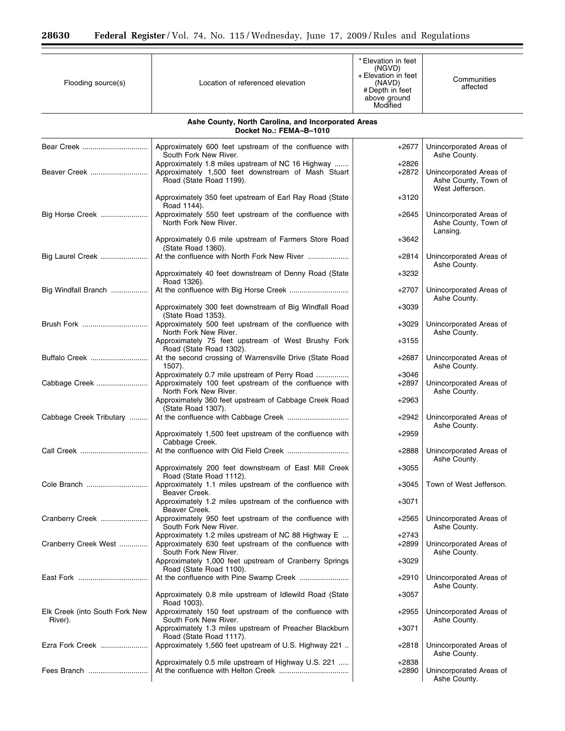| Flooding source(s) | Location of referenced elevation | * Elevation in feet (NGVD) + Elevation in feet (NAVD) # Depth in feet above ground Modified | Communities affected |
|---|---|---|---|
| **Ashe County, North Carolina, and Incorporated Areas Docket No.: FEMA–B–1010** | | | |
| Bear Creek | Approximately 600 feet upstream of the confluence with South Fork New River. | +2677 | Unincorporated Areas of Ashe County. |
| | Approximately 1.8 miles upstream of NC 16 Highway | +2826 | |
| Beaver Creek | Approximately 1,500 feet downstream of Mash Stuart Road (State Road 1199). | +2872 | Unincorporated Areas of Ashe County, Town of West Jefferson. |
| | Approximately 350 feet upstream of Earl Ray Road (State Road 1144). | +3120 | |
| Big Horse Creek | Approximately 550 feet upstream of the confluence with North Fork New River. | +2645 | Unincorporated Areas of Ashe County, Town of Lansing. |
| | Approximately 0.6 mile upstream of Farmers Store Road (State Road 1360). | +3642 | |
| Big Laurel Creek | At the confluence with North Fork New River | +2814 | Unincorporated Areas of Ashe County. |
| | Approximately 40 feet downstream of Denny Road (State Road 1326). | +3232 | |
| Big Windfall Branch | At the confluence with Big Horse Creek | +2707 | Unincorporated Areas of Ashe County. |
| | Approximately 300 feet downstream of Big Windfall Road (State Road 1353). | +3039 | |
| Brush Fork | Approximately 500 feet upstream of the confluence with North Fork New River. | +3029 | Unincorporated Areas of Ashe County. |
| | Approximately 75 feet upstream of West Brushy Fork Road (State Road 1302). | +3155 | |
| Buffalo Creek | At the second crossing of Warrensville Drive (State Road 1507). | +2687 | Unincorporated Areas of Ashe County. |
| | Approximately 0.7 mile upstream of Perry Road | +3046 | |
| Cabbage Creek | Approximately 100 feet upstream of the confluence with North Fork New River. | +2897 | Unincorporated Areas of Ashe County. |
| | Approximately 360 feet upstream of Cabbage Creek Road (State Road 1307). | +2963 | |
| Cabbage Creek Tributary | At the confluence with Cabbage Creek | +2942 | Unincorporated Areas of Ashe County. |
| | Approximately 1,500 feet upstream of the confluence with Cabbage Creek. | +2959 | |
| Call Creek | At the confluence with Old Field Creek | +2888 | Unincorporated Areas of Ashe County. |
| | Approximately 200 feet downstream of East Mill Creek Road (State Road 1112). | +3055 | |
| Cole Branch | Approximately 1.1 miles upstream of the confluence with Beaver Creek. | +3045 | Town of West Jefferson. |
| | Approximately 1.2 miles upstream of the confluence with Beaver Creek. | +3071 | |
| Cranberry Creek | Approximately 950 feet upstream of the confluence with South Fork New River. | +2565 | Unincorporated Areas of Ashe County. |
| | Approximately 1.2 miles upstream of NC 88 Highway E | +2743 | |
| Cranberry Creek West | Approximately 630 feet upstream of the confluence with South Fork New River. | +2899 | Unincorporated Areas of Ashe County. |
| | Approximately 1,000 feet upstream of Cranberry Springs Road (State Road 1100). | +3029 | |
| East Fork | At the confluence with Pine Swamp Creek | +2910 | Unincorporated Areas of Ashe County. |
| | Approximately 0.8 mile upstream of Idlewild Road (State Road 1003). | +3057 | |
| Elk Creek (into South Fork New River). | Approximately 150 feet upstream of the confluence with South Fork New River. | +2955 | Unincorporated Areas of Ashe County. |
| | Approximately 1.3 miles upstream of Preacher Blackburn Road (State Road 1117). | +3071 | |
| Ezra Fork Creek | Approximately 1,560 feet upstream of U.S. Highway 221 | +2818 | Unincorporated Areas of Ashe County. |
| | Approximately 0.5 mile upstream of Highway U.S. 221 | +2838 | |
| Fees Branch | At the confluence with Helton Creek | +2890 | Unincorporated Areas of Ashe County. |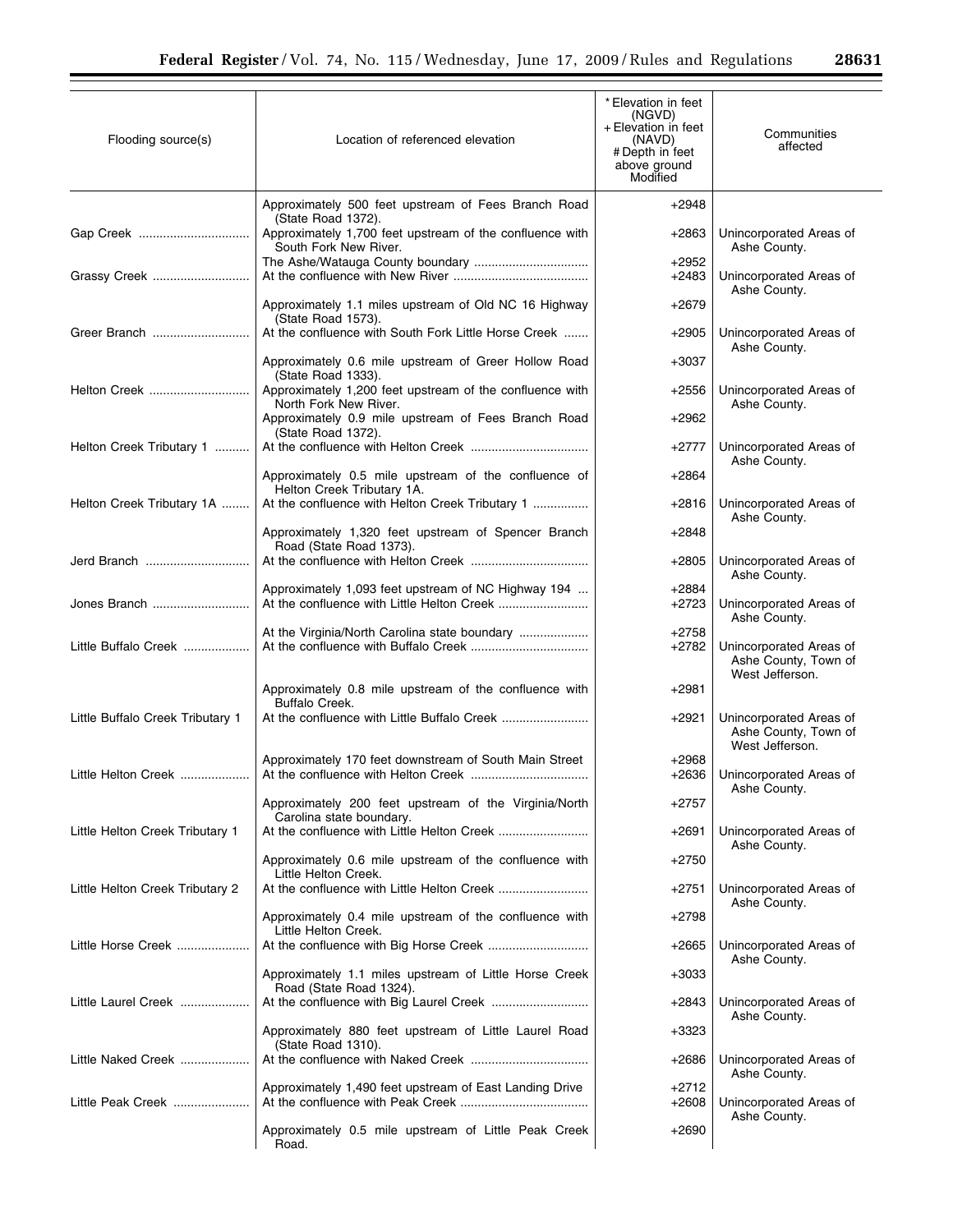| Flooding source(s) | Location of referenced elevation | * Elevation in feet (NGVD) + Elevation in feet (NAVD) # Depth in feet above ground Modified | Communities affected |
|---|---|---|---|
| | Approximately 500 feet upstream of Fees Branch Road (State Road 1372). | +2948 | |
| Gap Creek | Approximately 1,700 feet upstream of the confluence with South Fork New River. | +2863 | Unincorporated Areas of Ashe County. |
| | The Ashe/Watauga County boundary | +2952 | |
| Grassy Creek | At the confluence with New River | +2483 | Unincorporated Areas of Ashe County. |
| | Approximately 1.1 miles upstream of Old NC 16 Highway (State Road 1573). | +2679 | |
| Greer Branch | At the confluence with South Fork Little Horse Creek | +2905 | Unincorporated Areas of Ashe County. |
| | Approximately 0.6 mile upstream of Greer Hollow Road (State Road 1333). | +3037 | |
| Helton Creek | Approximately 1,200 feet upstream of the confluence with North Fork New River. | +2556 | Unincorporated Areas of Ashe County. |
| | Approximately 0.9 mile upstream of Fees Branch Road (State Road 1372). | +2962 | |
| Helton Creek Tributary 1 | At the confluence with Helton Creek | +2777 | Unincorporated Areas of Ashe County. |
| | Approximately 0.5 mile upstream of the confluence of Helton Creek Tributary 1A. | +2864 | |
| Helton Creek Tributary 1A | At the confluence with Helton Creek Tributary 1 | +2816 | Unincorporated Areas of Ashe County. |
| | Approximately 1,320 feet upstream of Spencer Branch Road (State Road 1373). | +2848 | |
| Jerd Branch | At the confluence with Helton Creek | +2805 | Unincorporated Areas of Ashe County. |
| | Approximately 1,093 feet upstream of NC Highway 194 | +2884 | |
| Jones Branch | At the confluence with Little Helton Creek | +2723 | Unincorporated Areas of Ashe County. |
| | At the Virginia/North Carolina state boundary | +2758 | |
| Little Buffalo Creek | At the confluence with Buffalo Creek | +2782 | Unincorporated Areas of Ashe County, Town of West Jefferson. |
| | Approximately 0.8 mile upstream of the confluence with Buffalo Creek. | +2981 | |
| Little Buffalo Creek Tributary 1 | At the confluence with Little Buffalo Creek | +2921 | Unincorporated Areas of Ashe County, Town of West Jefferson. |
| | Approximately 170 feet downstream of South Main Street | +2968 | |
| Little Helton Creek | At the confluence with Helton Creek | +2636 | Unincorporated Areas of Ashe County. |
| | Approximately 200 feet upstream of the Virginia/North Carolina state boundary. | +2757 | |
| Little Helton Creek Tributary 1 | At the confluence with Little Helton Creek | +2691 | Unincorporated Areas of Ashe County. |
| | Approximately 0.6 mile upstream of the confluence with Little Helton Creek. | +2750 | |
| Little Helton Creek Tributary 2 | At the confluence with Little Helton Creek | +2751 | Unincorporated Areas of Ashe County. |
| | Approximately 0.4 mile upstream of the confluence with Little Helton Creek. | +2798 | |
| Little Horse Creek | At the confluence with Big Horse Creek | +2665 | Unincorporated Areas of Ashe County. |
| | Approximately 1.1 miles upstream of Little Horse Creek Road (State Road 1324). | +3033 | |
| Little Laurel Creek | At the confluence with Big Laurel Creek | +2843 | Unincorporated Areas of Ashe County. |
| | Approximately 880 feet upstream of Little Laurel Road (State Road 1310). | +3323 | |
| Little Naked Creek | At the confluence with Naked Creek | +2686 | Unincorporated Areas of Ashe County. |
| | Approximately 1,490 feet upstream of East Landing Drive | +2712 | |
| Little Peak Creek | At the confluence with Peak Creek | +2608 | Unincorporated Areas of Ashe County. |
| | Approximately 0.5 mile upstream of Little Peak Creek Road. | +2690 | |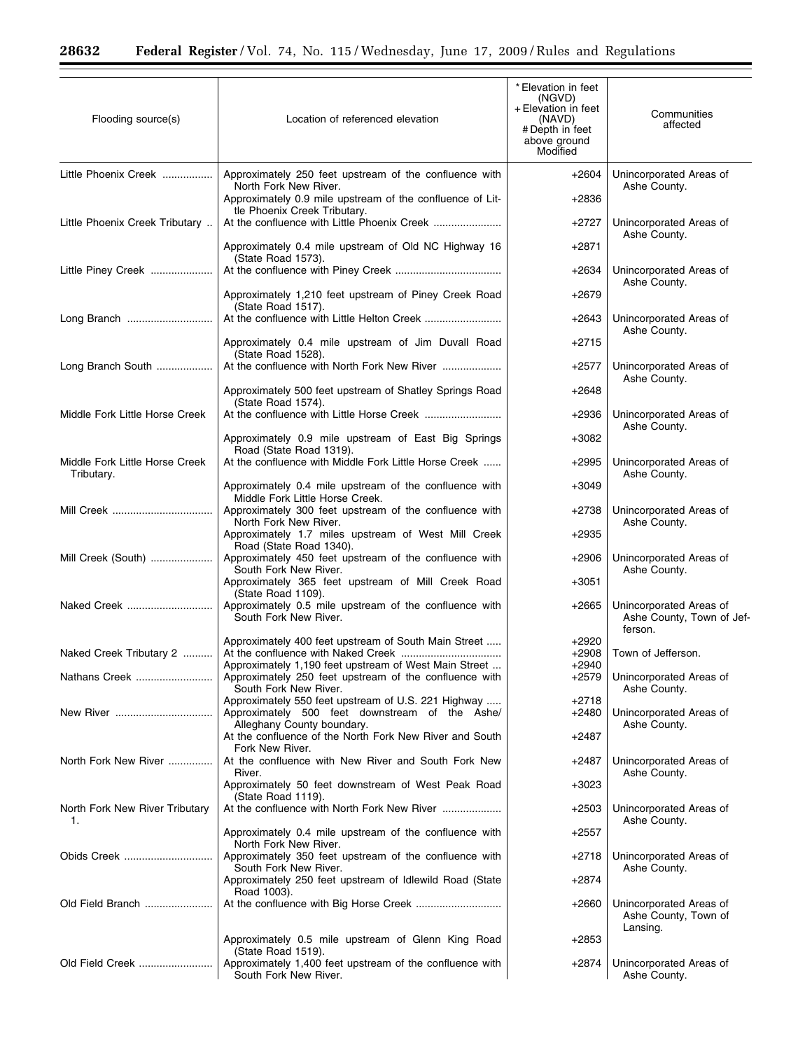| Flooding source(s) | Location of referenced elevation | * Elevation in feet (NGVD) + Elevation in feet (NAVD) # Depth in feet above ground Modified | Communities affected |
|---|---|---|---|
| Little Phoenix Creek | Approximately 250 feet upstream of the confluence with North Fork New River. | +2604 | Unincorporated Areas of Ashe County. |
| | Approximately 0.9 mile upstream of the confluence of Little Phoenix Creek Tributary. | +2836 | |
| Little Phoenix Creek Tributary | At the confluence with Little Phoenix Creek | +2727 | Unincorporated Areas of Ashe County. |
| | Approximately 0.4 mile upstream of Old NC Highway 16 (State Road 1573). | +2871 | |
| Little Piney Creek | At the confluence with Piney Creek | +2634 | Unincorporated Areas of Ashe County. |
| | Approximately 1,210 feet upstream of Piney Creek Road (State Road 1517). | +2679 | |
| Long Branch | At the confluence with Little Helton Creek | +2643 | Unincorporated Areas of Ashe County. |
| | Approximately 0.4 mile upstream of Jim Duvall Road (State Road 1528). | +2715 | |
| Long Branch South | At the confluence with North Fork New River | +2577 | Unincorporated Areas of Ashe County. |
| | Approximately 500 feet upstream of Shatley Springs Road (State Road 1574). | +2648 | |
| Middle Fork Little Horse Creek | At the confluence with Little Horse Creek | +2936 | Unincorporated Areas of Ashe County. |
| | Approximately 0.9 mile upstream of East Big Springs Road (State Road 1319). | +3082 | |
| Middle Fork Little Horse Creek Tributary. | At the confluence with Middle Fork Little Horse Creek | +2995 | Unincorporated Areas of Ashe County. |
| | Approximately 0.4 mile upstream of the confluence with Middle Fork Little Horse Creek. | +3049 | |
| Mill Creek | Approximately 300 feet upstream of the confluence with North Fork New River. | +2738 | Unincorporated Areas of Ashe County. |
| | Approximately 1.7 miles upstream of West Mill Creek Road (State Road 1340). | +2935 | |
| Mill Creek (South) | Approximately 450 feet upstream of the confluence with South Fork New River. | +2906 | Unincorporated Areas of Ashe County. |
| | Approximately 365 feet upstream of Mill Creek Road (State Road 1109). | +3051 | |
| Naked Creek | Approximately 0.5 mile upstream of the confluence with South Fork New River. | +2665 | Unincorporated Areas of Ashe County, Town of Jefferson. |
| | Approximately 400 feet upstream of South Main Street | +2920 | |
| Naked Creek Tributary 2 | At the confluence with Naked Creek | +2908 | Town of Jefferson. |
| | Approximately 1,190 feet upstream of West Main Street | +2940 | |
| Nathans Creek | Approximately 250 feet upstream of the confluence with South Fork New River. | +2579 | Unincorporated Areas of Ashe County. |
| | Approximately 550 feet upstream of U.S. 221 Highway | +2718 | |
| New River | Approximately 500 feet downstream of the Ashe/Alleghany County boundary. | +2480 | Unincorporated Areas of Ashe County. |
| | At the confluence of the North Fork New River and South Fork New River. | +2487 | |
| North Fork New River | At the confluence with New River and South Fork New River. | +2487 | Unincorporated Areas of Ashe County. |
| | Approximately 50 feet downstream of West Peak Road (State Road 1119). | +3023 | |
| North Fork New River Tributary 1. | At the confluence with North Fork New River | +2503 | Unincorporated Areas of Ashe County. |
| | Approximately 0.4 mile upstream of the confluence with North Fork New River. | +2557 | |
| Obids Creek | Approximately 350 feet upstream of the confluence with South Fork New River. | +2718 | Unincorporated Areas of Ashe County. |
| | Approximately 250 feet upstream of Idlewild Road (State Road 1003). | +2874 | |
| Old Field Branch | At the confluence with Big Horse Creek | +2660 | Unincorporated Areas of Ashe County, Town of Lansing. |
| | Approximately 0.5 mile upstream of Glenn King Road (State Road 1519). | +2853 | |
| Old Field Creek | Approximately 1,400 feet upstream of the confluence with South Fork New River. | +2874 | Unincorporated Areas of Ashe County. |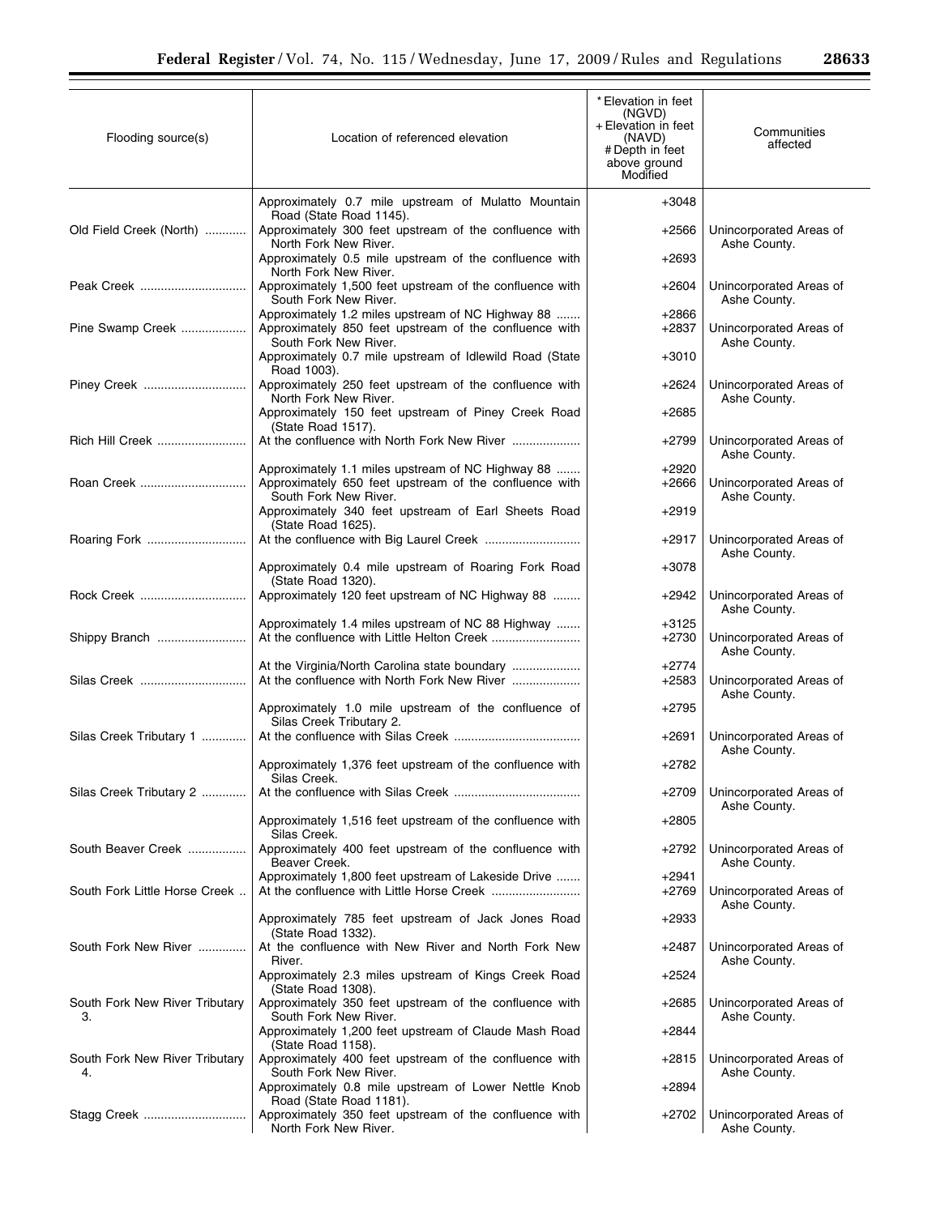| Flooding source(s) | Location of referenced elevation | * Elevation in feet (NGVD) + Elevation in feet (NAVD) # Depth in feet above ground Modified | Communities affected |
|---|---|---|---|
| | Approximately 0.7 mile upstream of Mulatto Mountain Road (State Road 1145). | +3048 | |
| Old Field Creek (North) | Approximately 300 feet upstream of the confluence with North Fork New River. | +2566 | Unincorporated Areas of Ashe County. |
| | Approximately 0.5 mile upstream of the confluence with North Fork New River. | +2693 | |
| Peak Creek | Approximately 1,500 feet upstream of the confluence with South Fork New River. | +2604 | Unincorporated Areas of Ashe County. |
| | Approximately 1.2 miles upstream of NC Highway 88 | +2866 | |
| Pine Swamp Creek | Approximately 850 feet upstream of the confluence with South Fork New River. | +2837 | Unincorporated Areas of Ashe County. |
| | Approximately 0.7 mile upstream of Idlewild Road (State Road 1003). | +3010 | |
| Piney Creek | Approximately 250 feet upstream of the confluence with North Fork New River. | +2624 | Unincorporated Areas of Ashe County. |
| | Approximately 150 feet upstream of Piney Creek Road (State Road 1517). | +2685 | |
| Rich Hill Creek | At the confluence with North Fork New River | +2799 | Unincorporated Areas of Ashe County. |
| | Approximately 1.1 miles upstream of NC Highway 88 | +2920 | |
| Roan Creek | Approximately 650 feet upstream of the confluence with South Fork New River. | +2666 | Unincorporated Areas of Ashe County. |
| | Approximately 340 feet upstream of Earl Sheets Road (State Road 1625). | +2919 | |
| Roaring Fork | At the confluence with Big Laurel Creek | +2917 | Unincorporated Areas of Ashe County. |
| | Approximately 0.4 mile upstream of Roaring Fork Road (State Road 1320). | +3078 | |
| Rock Creek | Approximately 120 feet upstream of NC Highway 88 | +2942 | Unincorporated Areas of Ashe County. |
| | Approximately 1.4 miles upstream of NC 88 Highway | +3125 | |
| Shippy Branch | At the confluence with Little Helton Creek | +2730 | Unincorporated Areas of Ashe County. |
| | At the Virginia/North Carolina state boundary | +2774 | |
| Silas Creek | At the confluence with North Fork New River | +2583 | Unincorporated Areas of Ashe County. |
| | Approximately 1.0 mile upstream of the confluence of Silas Creek Tributary 2. | +2795 | |
| Silas Creek Tributary 1 | At the confluence with Silas Creek | +2691 | Unincorporated Areas of Ashe County. |
| | Approximately 1,376 feet upstream of the confluence with Silas Creek. | +2782 | |
| Silas Creek Tributary 2 | At the confluence with Silas Creek | +2709 | Unincorporated Areas of Ashe County. |
| | Approximately 1,516 feet upstream of the confluence with Silas Creek. | +2805 | |
| South Beaver Creek | Approximately 400 feet upstream of the confluence with Beaver Creek. | +2792 | Unincorporated Areas of Ashe County. |
| | Approximately 1,800 feet upstream of Lakeside Drive | +2941 | |
| South Fork Little Horse Creek | At the confluence with Little Horse Creek | +2769 | Unincorporated Areas of Ashe County. |
| | Approximately 785 feet upstream of Jack Jones Road (State Road 1332). | +2933 | |
| South Fork New River | At the confluence with New River and North Fork New River. | +2487 | Unincorporated Areas of Ashe County. |
| | Approximately 2.3 miles upstream of Kings Creek Road (State Road 1308). | +2524 | |
| South Fork New River Tributary 3. | Approximately 350 feet upstream of the confluence with South Fork New River. | +2685 | Unincorporated Areas of Ashe County. |
| | Approximately 1,200 feet upstream of Claude Mash Road (State Road 1158). | +2844 | |
| South Fork New River Tributary 4. | Approximately 400 feet upstream of the confluence with South Fork New River. | +2815 | Unincorporated Areas of Ashe County. |
| | Approximately 0.8 mile upstream of Lower Nettle Knob Road (State Road 1181). | +2894 | |
| Stagg Creek | Approximately 350 feet upstream of the confluence with North Fork New River. | +2702 | Unincorporated Areas of Ashe County. |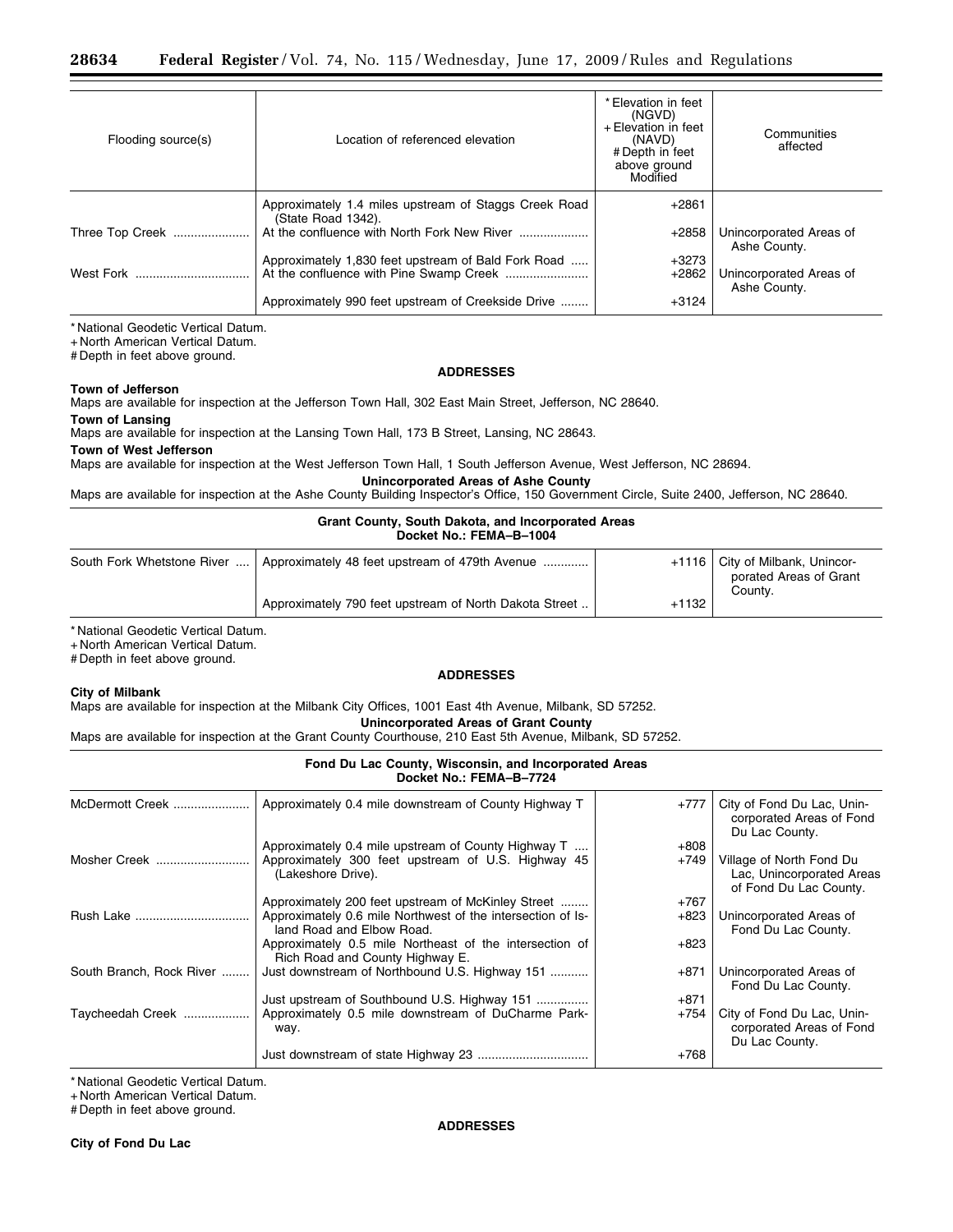| Flooding source(s) | Location of referenced elevation | * Elevation in feet (NGVD) + Elevation in feet (NAVD) # Depth in feet above ground Modified | Communities affected |
|---|---|---|---|
| | Approximately 1.4 miles upstream of Staggs Creek Road (State Road 1342). | +2861 | |
| Three Top Creek | At the confluence with North Fork New River | +2858 | Unincorporated Areas of Ashe County. |
| | Approximately 1,830 feet upstream of Bald Fork Road | +3273 | |
| West Fork | At the confluence with Pine Swamp Creek | +2862 | Unincorporated Areas of Ashe County. |
| | Approximately 990 feet upstream of Creekside Drive | +3124 | |

\* National Geodetic Vertical Datum.
+ North American Vertical Datum.
# Depth in feet above ground.

**ADDRESSES**

**Town of Jefferson**

Maps are available for inspection at the Jefferson Town Hall, 302 East Main Street, Jefferson, NC 28640.

**Town of Lansing**

Maps are available for inspection at the Lansing Town Hall, 173 B Street, Lansing, NC 28643.

**Town of West Jefferson**

Maps are available for inspection at the West Jefferson Town Hall, 1 South Jefferson Avenue, West Jefferson, NC 28694.

**Unincorporated Areas of Ashe County**

Maps are available for inspection at the Ashe County Building Inspector's Office, 150 Government Circle, Suite 2400, Jefferson, NC 28640.

**Grant County, South Dakota, and Incorporated Areas**
**Docket No.: FEMA–B–1004**

| Flooding source(s) | Location of referenced elevation | Elevation | Communities affected |
|---|---|---|---|
| South Fork Whetstone River | Approximately 48 feet upstream of 479th Avenue | +1116 | City of Milbank, Unincorporated Areas of Grant County. |
| | Approximately 790 feet upstream of North Dakota Street | +1132 | |

\* National Geodetic Vertical Datum.
+ North American Vertical Datum.
# Depth in feet above ground.

**ADDRESSES**

**City of Milbank**

Maps are available for inspection at the Milbank City Offices, 1001 East 4th Avenue, Milbank, SD 57252.

**Unincorporated Areas of Grant County**

Maps are available for inspection at the Grant County Courthouse, 210 East 5th Avenue, Milbank, SD 57252.

**Fond Du Lac County, Wisconsin, and Incorporated Areas**
**Docket No.: FEMA–B–7724**

| Flooding source(s) | Location of referenced elevation | Elevation | Communities affected |
|---|---|---|---|
| McDermott Creek | Approximately 0.4 mile downstream of County Highway T | +777 | City of Fond Du Lac, Unincorporated Areas of Fond Du Lac County. |
| | Approximately 0.4 mile upstream of County Highway T | +808 | |
| Mosher Creek | Approximately 300 feet upstream of U.S. Highway 45 (Lakeshore Drive). | +749 | Village of North Fond Du Lac, Unincorporated Areas of Fond Du Lac County. |
| | Approximately 200 feet upstream of McKinley Street | +767 | |
| Rush Lake | Approximately 0.6 mile Northwest of the intersection of Island Road and Elbow Road. | +823 | Unincorporated Areas of Fond Du Lac County. |
| | Approximately 0.5 mile Northeast of the intersection of Rich Road and County Highway E. | +823 | |
| South Branch, Rock River | Just downstream of Northbound U.S. Highway 151 | +871 | Unincorporated Areas of Fond Du Lac County. |
| | Just upstream of Southbound U.S. Highway 151 | +871 | |
| Taycheedah Creek | Approximately 0.5 mile downstream of DuCharme Parkway. | +754 | City of Fond Du Lac, Unincorporated Areas of Fond Du Lac County. |
| | Just downstream of state Highway 23 | +768 | |

\* National Geodetic Vertical Datum.
+ North American Vertical Datum.
# Depth in feet above ground.

**ADDRESSES**

**City of Fond Du Lac**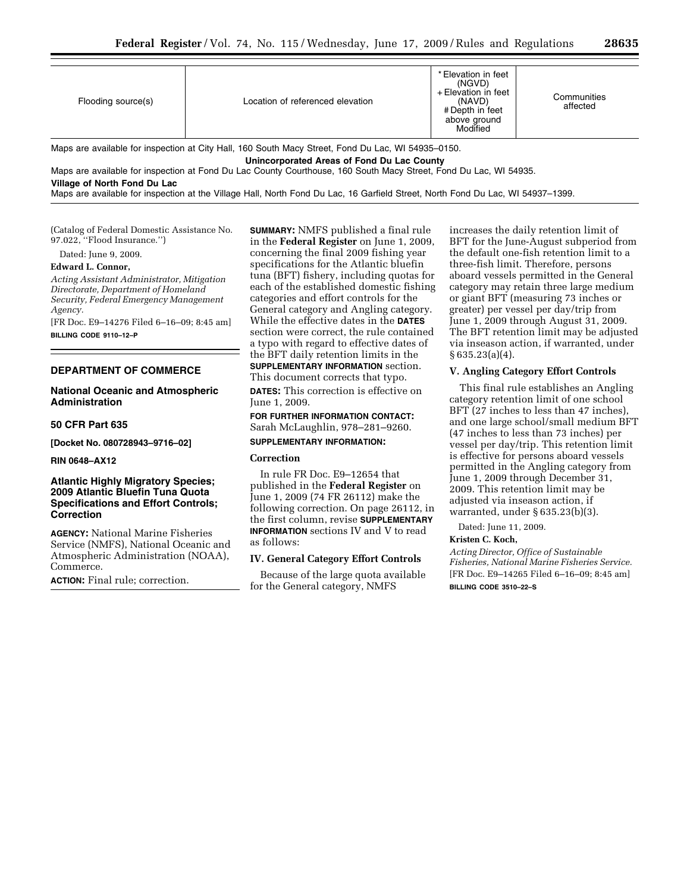| Flooding source(s) | Location of referenced elevation | * Elevation in feet (NGVD) + Elevation in feet (NAVD) # Depth in feet above ground Modified | Communities affected |
|---|---|---|---|

Maps are available for inspection at City Hall, 160 South Macy Street, Fond Du Lac, WI 54935–0150.

**Unincorporated Areas of Fond Du Lac County**

Maps are available for inspection at Fond Du Lac County Courthouse, 160 South Macy Street, Fond Du Lac, WI 54935.

**Village of North Fond Du Lac**

Maps are available for inspection at the Village Hall, North Fond Du Lac, 16 Garfield Street, North Fond Du Lac, WI 54937–1399.

(Catalog of Federal Domestic Assistance No. 97.022, ''Flood Insurance.'')

Dated: June 9, 2009.

**Edward L. Connor,**

*Acting Assistant Administrator, Mitigation Directorate, Department of Homeland Security, Federal Emergency Management Agency.*

[FR Doc. E9–14276 Filed 6–16–09; 8:45 am]

**BILLING CODE 9110–12–P**

## DEPARTMENT OF COMMERCE

## National Oceanic and Atmospheric Administration

## 50 CFR Part 635

**[Docket No. 080728943–9716–02]**

**RIN 0648–AX12**

## Atlantic Highly Migratory Species; 2009 Atlantic Bluefin Tuna Quota Specifications and Effort Controls; Correction

**AGENCY:** National Marine Fisheries Service (NMFS), National Oceanic and Atmospheric Administration (NOAA), Commerce.

**ACTION:** Final rule; correction.

**SUMMARY:** NMFS published a final rule in the **Federal Register** on June 1, 2009, concerning the final 2009 fishing year specifications for the Atlantic bluefin tuna (BFT) fishery, including quotas for each of the established domestic fishing categories and effort controls for the General category and Angling category. While the effective dates in the **DATES** section were correct, the rule contained a typo with regard to effective dates of the BFT daily retention limits in the **SUPPLEMENTARY INFORMATION** section. This document corrects that typo.

**DATES:** This correction is effective on June 1, 2009.

**FOR FURTHER INFORMATION CONTACT:** Sarah McLaughlin, 978–281–9260.

**SUPPLEMENTARY INFORMATION:**

### Correction

In rule FR Doc. E9–12654 that published in the **Federal Register** on June 1, 2009 (74 FR 26112) make the following correction. On page 26112, in the first column, revise **SUPPLEMENTARY INFORMATION** sections IV and V to read as follows:

### IV. General Category Effort Controls

Because of the large quota available for the General category, NMFS increases the daily retention limit of BFT for the June-August subperiod from the default one-fish retention limit to a three-fish limit. Therefore, persons aboard vessels permitted in the General category may retain three large medium or giant BFT (measuring 73 inches or greater) per vessel per day/trip from June 1, 2009 through August 31, 2009. The BFT retention limit may be adjusted via inseason action, if warranted, under § 635.23(a)(4).

### V. Angling Category Effort Controls

This final rule establishes an Angling category retention limit of one school BFT (27 inches to less than 47 inches), and one large school/small medium BFT (47 inches to less than 73 inches) per vessel per day/trip. This retention limit is effective for persons aboard vessels permitted in the Angling category from June 1, 2009 through December 31, 2009. This retention limit may be adjusted via inseason action, if warranted, under § 635.23(b)(3).

Dated: June 11, 2009.

**Kristen C. Koch,**

*Acting Director, Office of Sustainable Fisheries, National Marine Fisheries Service.*

[FR Doc. E9–14265 Filed 6–16–09; 8:45 am]

**BILLING CODE 3510–22–S**